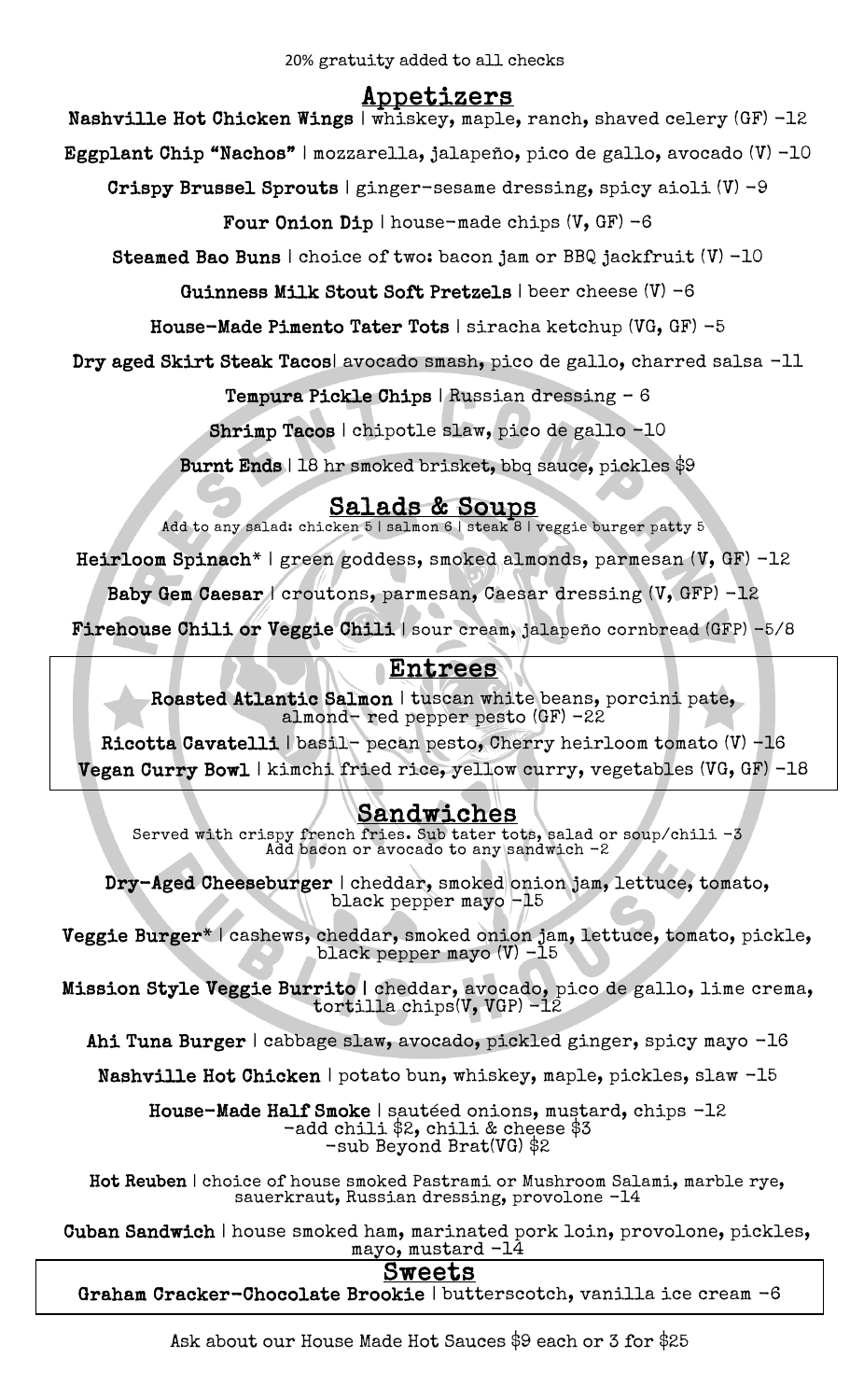20% gratuity added to all checks

## Appetizers

**Nashville Hot Chicken Wings** | whiskey, maple, ranch, shaved celery (GF) -12

**Eggplant Chip "Nachos"** | mozzarella, jalapeño, pico de gallo, avocado (V) -10

**Crispy Brussel Sprouts** | ginger-sesame dressing, spicy aioli (V) -9

**Four Onion Dip** | house-made chips (V, GF) -6

**Steamed Bao Buns** | choice of two: bacon jam or BBQ jackfruit (V) -10

**Guinness Milk Stout Soft Pretzels** | beer cheese (V) -6

**House-Made Pimento Tater Tots** | siracha ketchup (VG, GF) -5

**Dry aged Skirt Steak Tacos**| avocado smash, pico de gallo, charred salsa -11

**Tempura Pickle Chips** | Russian dressing - 6

**Shrimp Tacos** | chipotle slaw, pico de gallo -10

**Burnt Ends** | 18 hr smoked brisket, bbq sauce, pickles $9

## Salads & Soups

Add to any salad: chicken 5 | salmon 6 | steak 8 | veggie burger patty 5

**Heirloom Spinach*** | green goddess, smoked almonds, parmesan (V, GF) -12

**Baby Gem Caesar** | croutons, parmesan, Caesar dressing (V, GFP) -12

**Firehouse Chili or Veggie Chili** | sour cream, jalapeño cornbread (GFP) -5/8

## Entrees

**Roasted Atlantic Salmon** | tuscan white beans, porcini pate, almond- red pepper pesto (GF) -22

**Ricotta Cavatelli** | basil- pecan pesto, Cherry heirloom tomato (V) -16

**Vegan Curry Bowl** | kimchi fried rice, yellow curry, vegetables (VG, GF) -18

## Sandwiches

Served with crispy french fries. Sub tater tots, salad or soup/chili -3
Add bacon or avocado to any sandwich -2

**Dry-Aged Cheeseburger** | cheddar, smoked onion jam, lettuce, tomato, black pepper mayo -15

**Veggie Burger*** | cashews, cheddar, smoked onion jam, lettuce, tomato, pickle, black pepper mayo (V) -15

**Mission Style Veggie Burrito** | cheddar, avocado, pico de gallo, lime crema, tortilla chips(V, VGP) -12

**Ahi Tuna Burger** | cabbage slaw, avocado, pickled ginger, spicy mayo -16

**Nashville Hot Chicken** | potato bun, whiskey, maple, pickles, slaw -15

**House-Made Half Smoke** | sautéed onions, mustard, chips -12
-add chili $2, chili & cheese $3
-sub Beyond Brat(VG) $2

**Hot Reuben** | choice of house smoked Pastrami or Mushroom Salami, marble rye, sauerkraut, Russian dressing, provolone -14

**Cuban Sandwich** | house smoked ham, marinated pork loin, provolone, pickles, mayo, mustard -14

## Sweets

**Graham Cracker-Chocolate Brookie** | butterscotch, vanilla ice cream -6

Ask about our House Made Hot Sauces $9 each or 3 for $25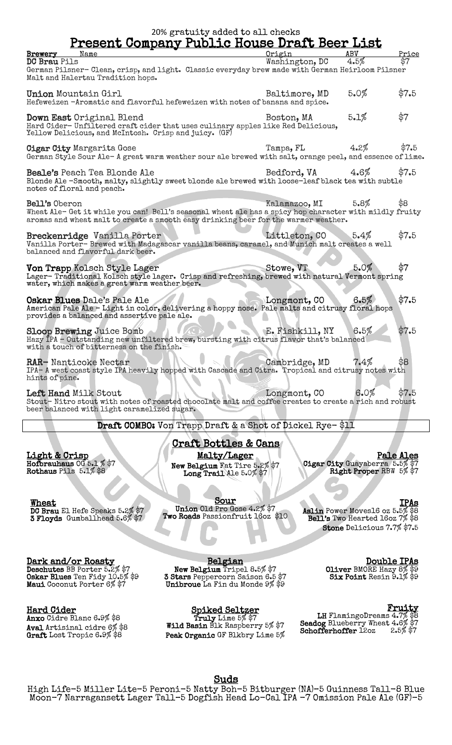20% gratuity added to all checks

# Present Company Public House Draft Beer List

| Brewery Name | Origin | ABV | Price |
|---|---|---|---|
| **DC Brau** Pils | Washington, DC | 4.5% | $7 |

German Pilsner- Clean, crisp, and light. Classic everyday brew made with German Heirloom Pilsner Malt and Halertau Tradition hops.

| | | | |
|---|---|---|---|
| **Union** Mountain Girl | Baltimore, MD | 5.0% | $7.5 |

Hefeweizen -Aromatic and flavorful hefeweizen with notes of banana and spice.

| | | | |
|---|---|---|---|
| **Down East** Original Blend | Boston, MA | 5.1% | $7 |

Hard Cider- Unfiltered craft cider that uses culinary apples like Red Delicious, Yellow Delicious, and McIntosh. Crisp and juicy. (GF)

| | | | |
|---|---|---|---|
| **Cigar City** Margarita Gose | Tampa, FL | 4.2% | $7.5 |

German Style Sour Ale- A great warm weather sour ale brewed with salt, orange peel, and essence of lime.

| | | | |
|---|---|---|---|
| **Beale's** Peach Tea Blonde Ale | Bedford, VA | 4.6% | $7.5 |

Blonde Ale -Smooth, malty, slightly sweet blonde ale brewed with loose-leaf black tea with subtle notes of floral and peach.

| | | | |
|---|---|---|---|
| **Bell's** Oberon | Kalamazoo, MI | 5.8% | $8 |

Wheat Ale- Get it while you can! Bell's seasonal wheat ale has a spicy hop character with mildly fruity aromas and wheat malt to create a smooth easy drinking beer for the warmer weather.

| | | | |
|---|---|---|---|
| **Breckenridge** Vanilla Porter | Littleton, CO | 5.4% | $7.5 |

Vanilla Porter- Brewed with Madagascar vanilla beans, caramel, and Munich malt creates a well balanced and flavorful dark beer.

| | | | |
|---|---|---|---|
| **Von Trapp** Kolsch Style Lager | Stowe, VT | 5.0% | $7 |

Lager- Traditional Kolsch style lager. Crisp and refreshing, brewed with natural Vermont spring water, which makes a great warm weather beer.

| | | | |
|---|---|---|---|
| **Oskar Blues** Dale's Pale Ale | Longmont, CO | 6.5% | $7.5 |

American Pale Ale - Light in color, delivering a hoppy nose. Pale malts and citrusy floral hops provides a balanced and assertive pale ale.

| | | | |
|---|---|---|---|
| **Sloop Brewing** Juice Bomb | E. Fishkill, NY | 6.5% | $7.5 |

Hazy IPA - Outstanding new unfiltered brew, bursting with citrus flavor that's balanced with a touch of bitterness on the finish.

| | | | |
|---|---|---|---|
| **RAR-** Nanticoke Nectar | Cambridge, MD | 7.4% | $8 |

IPA- A west coast style IPA heavily hopped with Cascade and Citra. Tropical and citrusy notes with hints of pine.

| | | | |
|---|---|---|---|
| **Left Hand** Milk Stout | Longmont, CO | 6.0% | $7.5 |

Stout- Nitro stout with notes of roasted chocolate malt and coffee creates to create a rich and robust beer balanced with light caramelized sugar.

**Draft COMBO:** Von Trapp Draft & a Shot of Dickel Rye- $11

## Craft Bottles & Cans

**Light & Crisp**
- **Hofbrauhaus** OG 5.1 % $7
- **Rothaus** Pils 5.1% $8

**Malty/Lager**
- **New Belgium** Fat Tire 5.2% $7
- **Long Trail** Ale 5.0% $7

**Pale Ales**
- **Cigar City** Guayaberra 5.5% $7
- **Right Proper** RBW 5% $7

**Wheat**
- **DC Brau** El Hefe Speaks 5.2% $7
- **3 Floyds** Gumballhead 5.6% $7

**Sour**
- **Union** Old Pro Gose 4.2% $7
- **Two Roads** Passionfruit 16oz $10

**IPAs**
- **Aslin** Power Moves16 oz 5.5% $8
- **Bell's** Two Hearted 16oz 7% $8
- **Stone** Delicious 7.7% $7.5

**Dark and/or Roasty**
- **Deschutes** BB Porter 5.2% $7
- **Oskar Blues** Ten Fidy 10.5% $9
- **Maui** Coconut Porter 6% $7

**Belgian**
- **New Belgium** Tripel 8.5% $7
- **3 Stars** Peppercorn Saison 6.5 $7
- **Unibroue** La Fin du Monde 9% $9

**Double IPAs**
- **Oliver** BMORE Hazy 8% $9
- **Six Point** Resin 9.1% $9

**Hard Cider**
- **Anxo** Cidre Blanc 6.9% $8
- **Aval** Artisinal cidre 6% $8
- **Graft** Lost Tropic 6.9% $8

**Spiked Seltzer**
- **Truly** Lime 5% $7
- **Wild Basin** Blk Raspberry 5% $7
- **Peak Organic** GF Blkbry Lime 5%

**Fruity**
- **LH** FlamingoDreams 4.7% $8
- **Seadog** Blueberry Wheat 4.6% $7
- **Schofferhoffer** 12oz 2.5% $7

## Suds

High Life-5 Miller Lite-5 Peroni-5 Natty Boh-5 Bitburger (NA)-5 Guinness Tall-8 Blue Moon-7 Narragansett Lager Tall-5 Dogfish Head Lo-Cal IPA -7 Omission Pale Ale (GF)-5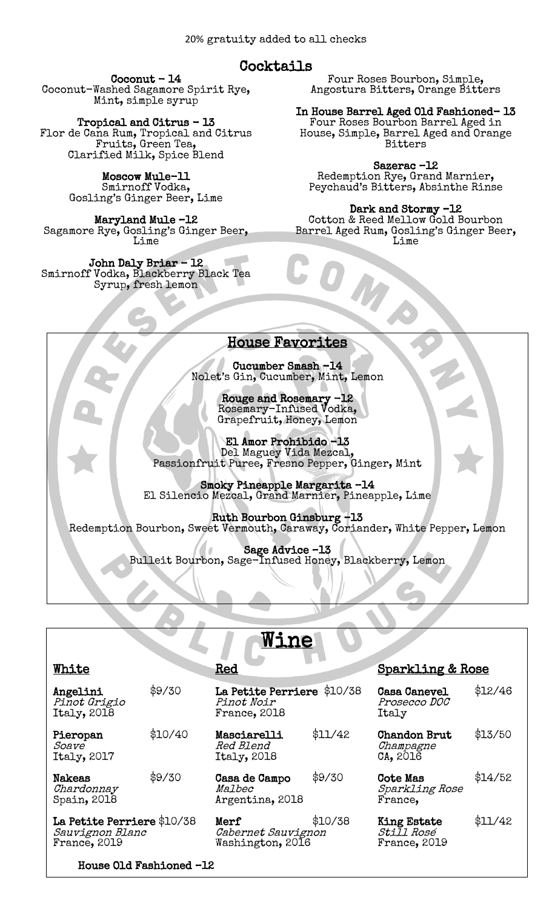20% gratuity added to all checks

## Cocktails

**Coconut - 14**
Coconut-Washed Sagamore Spirit Rye, Mint, simple syrup

**Tropical and Citrus - 13**
Flor de Cana Rum, Tropical and Citrus Fruits, Green Tea, Clarified Milk, Spice Blend

**Moscow Mule-11**
Smirnoff Vodka, Gosling's Ginger Beer, Lime

**Maryland Mule -12**
Sagamore Rye, Gosling's Ginger Beer, Lime

**John Daly Briar - 12**
Smirnoff Vodka, Blackberry Black Tea Syrup, fresh lemon

Four Roses Bourbon, Simple, Angostura Bitters, Orange Bitters

**In House Barrel Aged Old Fashioned- 13**
Four Roses Bourbon Barrel Aged in House, Simple, Barrel Aged and Orange Bitters

**Sazerac -12**
Redemption Rye, Grand Marnier, Peychaud's Bitters, Absinthe Rinse

**Dark and Stormy -12**
Cotton & Reed Mellow Gold Bourbon Barrel Aged Rum, Gosling's Ginger Beer, Lime

## House Favorites

**Cucumber Smash -14**
Nolet's Gin, Cucumber, Mint, Lemon

**Rouge and Rosemary -12**
Rosemary-Infused Vodka, Grapefruit, Honey, Lemon

**El Amor Prohibido -13**
Del Maguey Vida Mezcal, Passionfruit Puree, Fresno Pepper, Ginger, Mint

**Smoky Pineapple Margarita -14**
El Silencio Mezcal, Grand Marnier, Pineapple, Lime

**Ruth Bourbon Ginsburg -13**
Redemption Bourbon, Sweet Vermouth, Caraway, Coriander, White Pepper, Lemon

**Sage Advice -13**
Bulleit Bourbon, Sage-Infused Honey, Blackberry, Lemon

## Wine

### White

**Angelini** $9/30
*Pinot Grigio*
Italy, 2018

**Pieropan** $10/40
*Soave*
Italy, 2017

**Nakeas** $9/30
*Chardonnay*
Spain, 2018

**La Petite Perriere** $10/38
*Sauvignon Blanc*
France, 2019

### Red

**La Petite Perriere** $10/38
*Pinot Noir*
France, 2018

**Masciarelli** $11/42
*Red Blend*
Italy, 2018

**Casa de Campo** $9/30
*Malbec*
Argentina, 2018

**Merf** $10/38
*Cabernet Sauvignon*
Washington, 2016

### Sparkling & Rose

**Casa Canevel** $12/46
*Prosecco DOC*
Italy

**Chandon Brut** $13/50
*Champagne*
CA, 2016

**Cote Mas** $14/52
*Sparkling Rose*
France,

**King Estate** $11/42
*Still Rosé*
France, 2019

**House Old Fashioned -12**